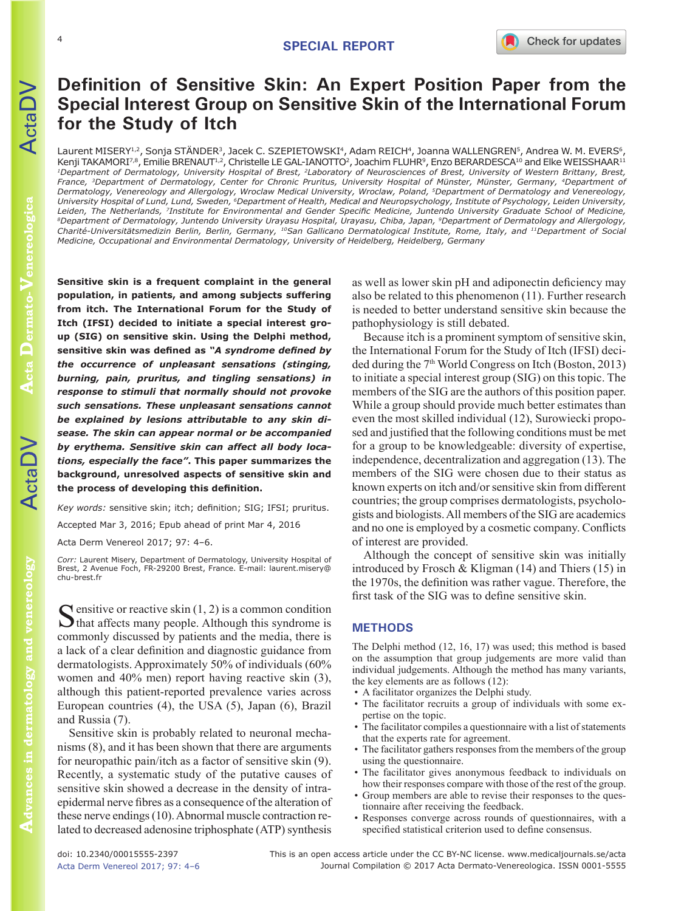SPECIAL REPORT

# Definition of Sensitive Skin: An Expert Position Paper from the Special Interest Group on Sensitive Skin of the International Forum for the Study of Itch

Laurent MISERY[1,2], Sonja STÄNDER[3], Jacek C. SZEPIETOWSKI[4], Adam REICH[4], Joanna WALLENGREN[5], Andrea W. M. EVERS[6], Kenji TAKAMORI[7,8], Emilie BRENAUT[1,2], Christelle LE GAL-IANOTTO[2], Joachim FLUHR[9], Enzo BERARDESCA[10] and Elke WEISSHAAR[11]

*[1]Department of Dermatology, University Hospital of Brest, [2]Laboratory of Neurosciences of Brest, University of Western Brittany, Brest, France, [3]Department of Dermatology, Center for Chronic Pruritus, University Hospital of Münster, Münster, Germany, [4]Department of Dermatology, Venereology and Allergology, Wroclaw Medical University, Wroclaw, Poland, [5]Department of Dermatology and Venereology, University Hospital of Lund, Lund, Sweden, [6]Department of Health, Medical and Neuropsychology, Institute of Psychology, Leiden University, Leiden, The Netherlands, [7]Institute for Environmental and Gender Specific Medicine, Juntendo University Graduate School of Medicine, [8]Department of Dermatology, Juntendo University Urayasu Hospital, Urayasu, Chiba, Japan, [9]Department of Dermatology and Allergology, Charité-Universitätsmedizin Berlin, Berlin, Germany, [10]San Gallicano Dermatological Institute, Rome, Italy, and [11]Department of Social Medicine, Occupational and Environmental Dermatology, University of Heidelberg, Heidelberg, Germany*

**Sensitive skin is a frequent complaint in the general population, in patients, and among subjects suffering from itch. The International Forum for the Study of Itch (IFSI) decided to initiate a special interest group (SIG) on sensitive skin. Using the Delphi method, sensitive skin was defined as *"A syndrome defined by the occurrence of unpleasant sensations (stinging, burning, pain, pruritus, and tingling sensations) in response to stimuli that normally should not provoke such sensations. These unpleasant sensations cannot be explained by lesions attributable to any skin disease. The skin can appear normal or be accompanied by erythema. Sensitive skin can affect all body locations, especially the face"*. This paper summarizes the background, unresolved aspects of sensitive skin and the process of developing this definition.**

*Key words:* sensitive skin; itch; definition; SIG; IFSI; pruritus.

Accepted Mar 3, 2016; Epub ahead of print Mar 4, 2016

Acta Derm Venereol 2017; 97: 4–6.

Corr: Laurent Misery, Department of Dermatology, University Hospital of Brest, 2 Avenue Foch, FR-29200 Brest, France. E-mail: laurent.misery@chu-brest.fr

Sensitive or reactive skin (1, 2) is a common condition that affects many people. Although this syndrome is commonly discussed by patients and the media, there is a lack of a clear definition and diagnostic guidance from dermatologists. Approximately 50% of individuals (60% women and 40% men) report having reactive skin (3), although this patient-reported prevalence varies across European countries (4), the USA (5), Japan (6), Brazil and Russia (7).

Sensitive skin is probably related to neuronal mechanisms (8), and it has been shown that there are arguments for neuropathic pain/itch as a factor of sensitive skin (9). Recently, a systematic study of the putative causes of sensitive skin showed a decrease in the density of intraepidermal nerve fibres as a consequence of the alteration of these nerve endings (10). Abnormal muscle contraction related to decreased adenosine triphosphate (ATP) synthesis as well as lower skin pH and adiponectin deficiency may also be related to this phenomenon (11). Further research is needed to better understand sensitive skin because the pathophysiology is still debated.

Because itch is a prominent symptom of sensitive skin, the International Forum for the Study of Itch (IFSI) decided during the 7th World Congress on Itch (Boston, 2013) to initiate a special interest group (SIG) on this topic. The members of the SIG are the authors of this position paper. While a group should provide much better estimates than even the most skilled individual (12), Surowiecki proposed and justified that the following conditions must be met for a group to be knowledgeable: diversity of expertise, independence, decentralization and aggregation (13). The members of the SIG were chosen due to their status as known experts on itch and/or sensitive skin from different countries; the group comprises dermatologists, psychologists and biologists. All members of the SIG are academics and no one is employed by a cosmetic company. Conflicts of interest are provided.

Although the concept of sensitive skin was initially introduced by Frosch & Kligman (14) and Thiers (15) in the 1970s, the definition was rather vague. Therefore, the first task of the SIG was to define sensitive skin.

## METHODS

The Delphi method (12, 16, 17) was used; this method is based on the assumption that group judgements are more valid than individual judgements. Although the method has many variants, the key elements are as follows (12):

- A facilitator organizes the Delphi study.
- The facilitator recruits a group of individuals with some expertise on the topic.
- The facilitator compiles a questionnaire with a list of statements that the experts rate for agreement.
- The facilitator gathers responses from the members of the group using the questionnaire.
- The facilitator gives anonymous feedback to individuals on how their responses compare with those of the rest of the group.
- Group members are able to revise their responses to the questionnaire after receiving the feedback.
- Responses converge across rounds of questionnaires, with a specified statistical criterion used to define consensus.

doi: 10.2340/00015555-2397

This is an open access article under the CC BY-NC license. www.medicaljournals.se/acta
Journal Compilation © 2017 Acta Dermato-Venereologica. ISSN 0001-5555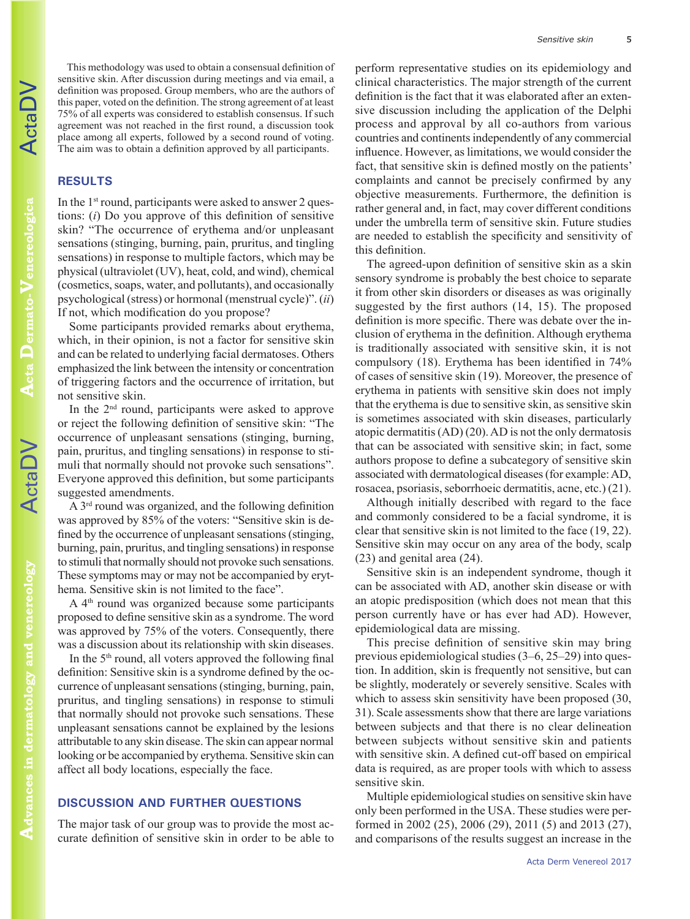This methodology was used to obtain a consensual definition of sensitive skin. After discussion during meetings and via email, a definition was proposed. Group members, who are the authors of this paper, voted on the definition. The strong agreement of at least 75% of all experts was considered to establish consensus. If such agreement was not reached in the first round, a discussion took place among all experts, followed by a second round of voting. The aim was to obtain a definition approved by all participants.

## RESULTS

In the 1st round, participants were asked to answer 2 questions: (*i*) Do you approve of this definition of sensitive skin? "The occurrence of erythema and/or unpleasant sensations (stinging, burning, pain, pruritus, and tingling sensations) in response to multiple factors, which may be physical (ultraviolet (UV), heat, cold, and wind), chemical (cosmetics, soaps, water, and pollutants), and occasionally psychological (stress) or hormonal (menstrual cycle)". (*ii*) If not, which modification do you propose?

Some participants provided remarks about erythema, which, in their opinion, is not a factor for sensitive skin and can be related to underlying facial dermatoses. Others emphasized the link between the intensity or concentration of triggering factors and the occurrence of irritation, but not sensitive skin.

In the 2nd round, participants were asked to approve or reject the following definition of sensitive skin: "The occurrence of unpleasant sensations (stinging, burning, pain, pruritus, and tingling sensations) in response to stimuli that normally should not provoke such sensations". Everyone approved this definition, but some participants suggested amendments.

A 3rd round was organized, and the following definition was approved by 85% of the voters: "Sensitive skin is defined by the occurrence of unpleasant sensations (stinging, burning, pain, pruritus, and tingling sensations) in response to stimuli that normally should not provoke such sensations. These symptoms may or may not be accompanied by erythema. Sensitive skin is not limited to the face".

A 4th round was organized because some participants proposed to define sensitive skin as a syndrome. The word was approved by 75% of the voters. Consequently, there was a discussion about its relationship with skin diseases.

In the 5th round, all voters approved the following final definition: Sensitive skin is a syndrome defined by the occurrence of unpleasant sensations (stinging, burning, pain, pruritus, and tingling sensations) in response to stimuli that normally should not provoke such sensations. These unpleasant sensations cannot be explained by the lesions attributable to any skin disease. The skin can appear normal looking or be accompanied by erythema. Sensitive skin can affect all body locations, especially the face.

## DISCUSSION AND FURTHER QUESTIONS

The major task of our group was to provide the most accurate definition of sensitive skin in order to be able to perform representative studies on its epidemiology and clinical characteristics. The major strength of the current definition is the fact that it was elaborated after an extensive discussion including the application of the Delphi process and approval by all co-authors from various countries and continents independently of any commercial influence. However, as limitations, we would consider the fact, that sensitive skin is defined mostly on the patients' complaints and cannot be precisely confirmed by any objective measurements. Furthermore, the definition is rather general and, in fact, may cover different conditions under the umbrella term of sensitive skin. Future studies are needed to establish the specificity and sensitivity of this definition.

The agreed-upon definition of sensitive skin as a skin sensory syndrome is probably the best choice to separate it from other skin disorders or diseases as was originally suggested by the first authors (14, 15). The proposed definition is more specific. There was debate over the inclusion of erythema in the definition. Although erythema is traditionally associated with sensitive skin, it is not compulsory (18). Erythema has been identified in 74% of cases of sensitive skin (19). Moreover, the presence of erythema in patients with sensitive skin does not imply that the erythema is due to sensitive skin, as sensitive skin is sometimes associated with skin diseases, particularly atopic dermatitis (AD) (20). AD is not the only dermatosis that can be associated with sensitive skin; in fact, some authors propose to define a subcategory of sensitive skin associated with dermatological diseases (for example: AD, rosacea, psoriasis, seborrhoeic dermatitis, acne, etc.) (21).

Although initially described with regard to the face and commonly considered to be a facial syndrome, it is clear that sensitive skin is not limited to the face (19, 22). Sensitive skin may occur on any area of the body, scalp (23) and genital area (24).

Sensitive skin is an independent syndrome, though it can be associated with AD, another skin disease or with an atopic predisposition (which does not mean that this person currently have or has ever had AD). However, epidemiological data are missing.

This precise definition of sensitive skin may bring previous epidemiological studies (3–6, 25–29) into question. In addition, skin is frequently not sensitive, but can be slightly, moderately or severely sensitive. Scales with which to assess skin sensitivity have been proposed (30, 31). Scale assessments show that there are large variations between subjects and that there is no clear delineation between subjects without sensitive skin and patients with sensitive skin. A defined cut-off based on empirical data is required, as are proper tools with which to assess sensitive skin.

Multiple epidemiological studies on sensitive skin have only been performed in the USA. These studies were performed in 2002 (25), 2006 (29), 2011 (5) and 2013 (27), and comparisons of the results suggest an increase in the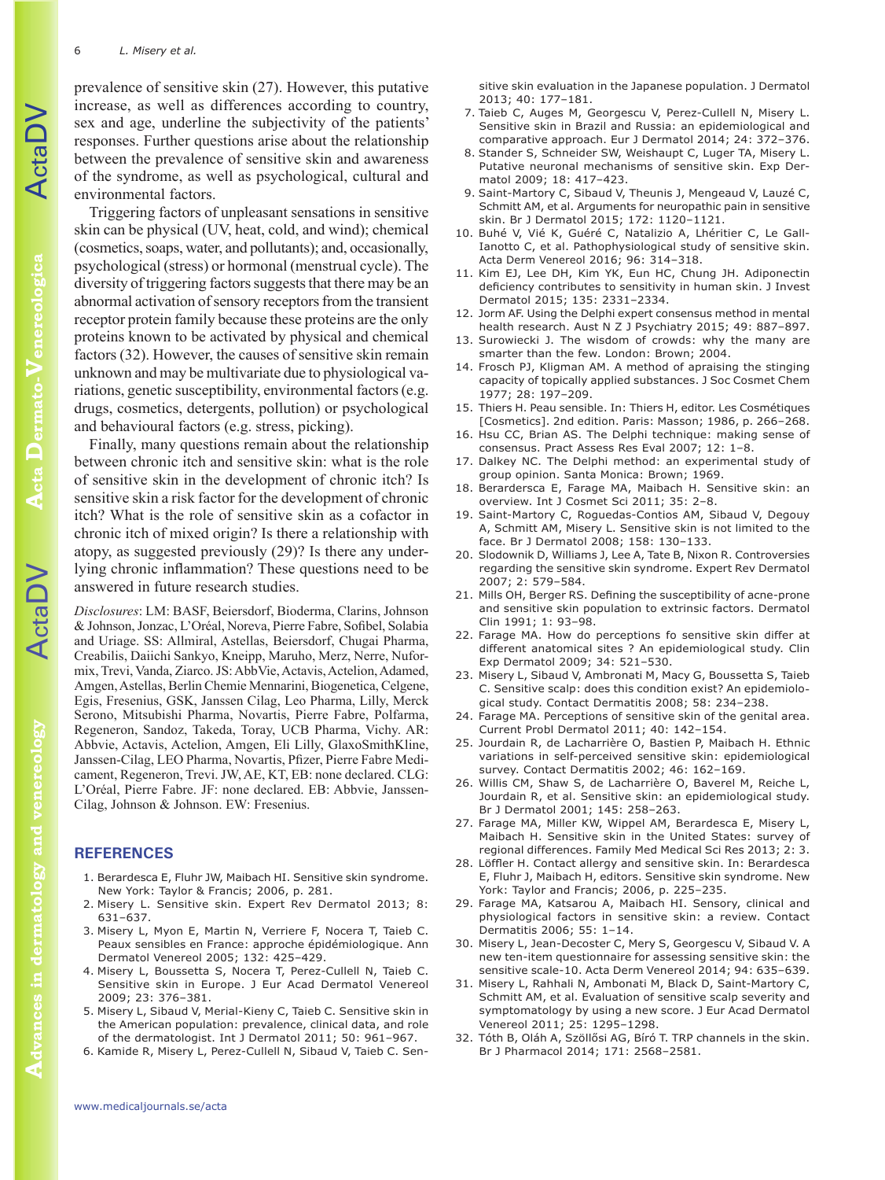prevalence of sensitive skin (27). However, this putative increase, as well as differences according to country, sex and age, underline the subjectivity of the patients' responses. Further questions arise about the relationship between the prevalence of sensitive skin and awareness of the syndrome, as well as psychological, cultural and environmental factors.

Triggering factors of unpleasant sensations in sensitive skin can be physical (UV, heat, cold, and wind); chemical (cosmetics, soaps, water, and pollutants); and, occasionally, psychological (stress) or hormonal (menstrual cycle). The diversity of triggering factors suggests that there may be an abnormal activation of sensory receptors from the transient receptor protein family because these proteins are the only proteins known to be activated by physical and chemical factors (32). However, the causes of sensitive skin remain unknown and may be multivariate due to physiological variations, genetic susceptibility, environmental factors (e.g. drugs, cosmetics, detergents, pollution) or psychological and behavioural factors (e.g. stress, picking).

Finally, many questions remain about the relationship between chronic itch and sensitive skin: what is the role of sensitive skin in the development of chronic itch? Is sensitive skin a risk factor for the development of chronic itch? What is the role of sensitive skin as a cofactor in chronic itch of mixed origin? Is there a relationship with atopy, as suggested previously (29)? Is there any underlying chronic inflammation? These questions need to be answered in future research studies.

*Disclosures*: LM: BASF, Beiersdorf, Bioderma, Clarins, Johnson & Johnson, Jonzac, L'Oréal, Noreva, Pierre Fabre, Sofibel, Solabia and Uriage. SS: Allmiral, Astellas, Beiersdorf, Chugai Pharma, Creabilis, Daiichi Sankyo, Kneipp, Maruho, Merz, Nerre, Nuformix, Trevi, Vanda, Ziarco. JS: AbbVie, Actavis, Actelion, Adamed, Amgen, Astellas, Berlin Chemie Mennarini, Biogenetica, Celgene, Egis, Fresenius, GSK, Janssen Cilag, Leo Pharma, Lilly, Merck Serono, Mitsubishi Pharma, Novartis, Pierre Fabre, Polfarma, Regeneron, Sandoz, Takeda, Toray, UCB Pharma, Vichy. AR: Abbvie, Actavis, Actelion, Amgen, Eli Lilly, GlaxoSmithKline, Janssen-Cilag, LEO Pharma, Novartis, Pfizer, Pierre Fabre Medicament, Regeneron, Trevi. JW, AE, KT, EB: none declared. CLG: L'Oréal, Pierre Fabre. JF: none declared. EB: Abbvie, Janssen-Cilag, Johnson & Johnson. EW: Fresenius.

## REFERENCES

1. Berardesca E, Fluhr JW, Maibach HI. Sensitive skin syndrome. New York: Taylor & Francis; 2006, p. 281.
2. Misery L. Sensitive skin. Expert Rev Dermatol 2013; 8: 631–637.
3. Misery L, Myon E, Martin N, Verriere F, Nocera T, Taieb C. Peaux sensibles en France: approche épidémiologique. Ann Dermatol Venereol 2005; 132: 425–429.
4. Misery L, Boussetta S, Nocera T, Perez-Cullell N, Taieb C. Sensitive skin in Europe. J Eur Acad Dermatol Venereol 2009; 23: 376–381.
5. Misery L, Sibaud V, Merial-Kieny C, Taieb C. Sensitive skin in the American population: prevalence, clinical data, and role of the dermatologist. Int J Dermatol 2011; 50: 961–967.
6. Kamide R, Misery L, Perez-Cullell N, Sibaud V, Taieb C. Sensitive skin evaluation in the Japanese population. J Dermatol 2013; 40: 177–181.
7. Taieb C, Auges M, Georgescu V, Perez-Cullell N, Misery L. Sensitive skin in Brazil and Russia: an epidemiological and comparative approach. Eur J Dermatol 2014; 24: 372–376.
8. Stander S, Schneider SW, Weishaupt C, Luger TA, Misery L. Putative neuronal mechanisms of sensitive skin. Exp Dermatol 2009; 18: 417–423.
9. Saint-Martory C, Sibaud V, Theunis J, Mengeaud V, Lauzé C, Schmitt AM, et al. Arguments for neuropathic pain in sensitive skin. Br J Dermatol 2015; 172: 1120–1121.
10. Buhé V, Vié K, Guéré C, Natalizio A, Lhéritier C, Le Gall-Ianotto C, et al. Pathophysiological study of sensitive skin. Acta Derm Venereol 2016; 96: 314–318.
11. Kim EJ, Lee DH, Kim YK, Eun HC, Chung JH. Adiponectin deficiency contributes to sensitivity in human skin. J Invest Dermatol 2015; 135: 2331–2334.
12. Jorm AF. Using the Delphi expert consensus method in mental health research. Aust N Z J Psychiatry 2015; 49: 887–897.
13. Surowiecki J. The wisdom of crowds: why the many are smarter than the few. London: Brown; 2004.
14. Frosch PJ, Kligman AM. A method of apraising the stinging capacity of topically applied substances. J Soc Cosmet Chem 1977; 28: 197–209.
15. Thiers H. Peau sensible. In: Thiers H, editor. Les Cosmétiques [Cosmetics]. 2nd edition. Paris: Masson; 1986, p. 266–268.
16. Hsu CC, Brian AS. The Delphi technique: making sense of consensus. Pract Assess Res Eval 2007; 12: 1–8.
17. Dalkey NC. The Delphi method: an experimental study of group opinion. Santa Monica: Brown; 1969.
18. Berardersca E, Farage MA, Maibach H. Sensitive skin: an overview. Int J Cosmet Sci 2011; 35: 2–8.
19. Saint-Martory C, Roguedas-Contios AM, Sibaud V, Degouy A, Schmitt AM, Misery L. Sensitive skin is not limited to the face. Br J Dermatol 2008; 158: 130–133.
20. Slodownik D, Williams J, Lee A, Tate B, Nixon R. Controversies regarding the sensitive skin syndrome. Expert Rev Dermatol 2007; 2: 579–584.
21. Mills OH, Berger RS. Defining the susceptibility of acne-prone and sensitive skin population to extrinsic factors. Dermatol Clin 1991; 1: 93–98.
22. Farage MA. How do perceptions fo sensitive skin differ at different anatomical sites ? An epidemiological study. Clin Exp Dermatol 2009; 34: 521–530.
23. Misery L, Sibaud V, Ambronati M, Macy G, Boussetta S, Taieb C. Sensitive scalp: does this condition exist? An epidemiological study. Contact Dermatitis 2008; 58: 234–238.
24. Farage MA. Perceptions of sensitive skin of the genital area. Current Probl Dermatol 2011; 40: 142–154.
25. Jourdain R, de Lacharrière O, Bastien P, Maibach H. Ethnic variations in self-perceived sensitive skin: epidemiological survey. Contact Dermatitis 2002; 46: 162–169.
26. Willis CM, Shaw S, de Lacharrière O, Baverel M, Reiche L, Jourdain R, et al. Sensitive skin: an epidemiological study. Br J Dermatol 2001; 145: 258–263.
27. Farage MA, Miller KW, Wippel AM, Berardesca E, Misery L, Maibach H. Sensitive skin in the United States: survey of regional differences. Family Med Medical Sci Res 2013; 2: 3.
28. Löffler H. Contact allergy and sensitive skin. In: Berardesca E, Fluhr J, Maibach H, editors. Sensitive skin syndrome. New York: Taylor and Francis; 2006, p. 225–235.
29. Farage MA, Katsarou A, Maibach HI. Sensory, clinical and physiological factors in sensitive skin: a review. Contact Dermatitis 2006; 55: 1–14.
30. Misery L, Jean-Decoster C, Mery S, Georgescu V, Sibaud V. A new ten-item questionnaire for assessing sensitive skin: the sensitive scale-10. Acta Derm Venereol 2014; 94: 635–639.
31. Misery L, Rahhali N, Ambonati M, Black D, Saint-Martory C, Schmitt AM, et al. Evaluation of sensitive scalp severity and symptomatology by using a new score. J Eur Acad Dermatol Venereol 2011; 25: 1295–1298.
32. Tóth B, Oláh A, Szöllősi AG, Bíró T. TRP channels in the skin. Br J Pharmacol 2014; 171: 2568–2581.